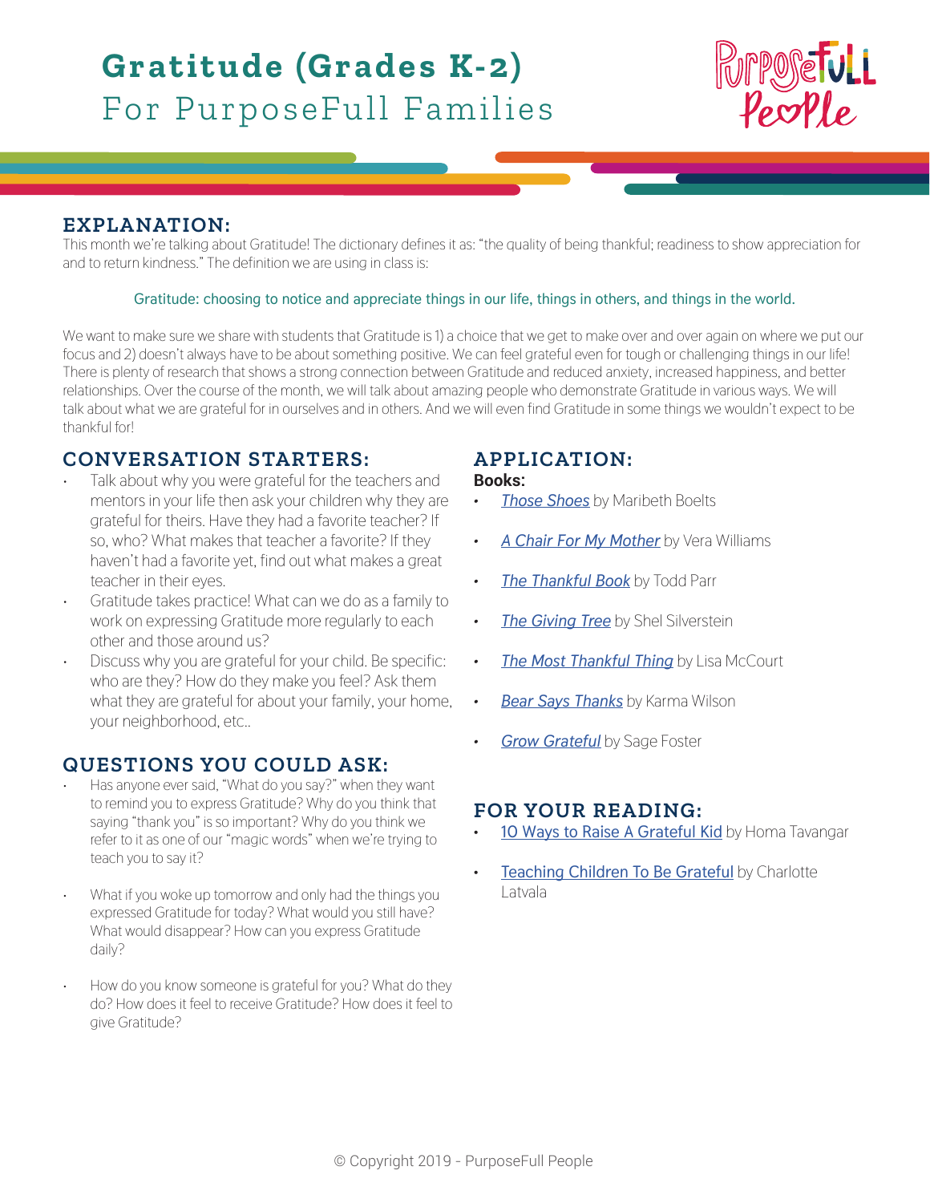# Gratitude (Grades K-2)

## For PurposeFull Families

### EXPLANATION:

This month we're talking about Gratitude! The dictionary defines it as: "the quality of being thankful; readiness to show appreciation for and to return kindness." The definition we are using in class is:

Gratitude: choosing to notice and appreciate things in our life, things in others, and things in the world.

We want to make sure we share with students that Gratitude is 1) a choice that we get to make over and over again on where we put our focus and 2) doesn't always have to be about something positive. We can feel grateful even for tough or challenging things in our life! There is plenty of research that shows a strong connection between Gratitude and reduced anxiety, increased happiness, and better relationships. Over the course of the month, we will talk about amazing people who demonstrate Gratitude in various ways. We will talk about what we are grateful for in ourselves and in others. And we will even find Gratitude in some things we wouldn't expect to be thankful for!

### CONVERSATION STARTERS:

- Talk about why you were grateful for the teachers and mentors in your life then ask your children why they are grateful for theirs. Have they had a favorite teacher? If so, who? What makes that teacher a favorite? If they haven't had a favorite yet, find out what makes a great teacher in their eyes.
- Gratitude takes practice! What can we do as a family to work on expressing Gratitude more regularly to each other and those around us?
- Discuss why you are grateful for your child. Be specific: who are they? How do they make you feel? Ask them what they are grateful for about your family, your home, your neighborhood, etc..

### QUESTIONS YOU COULD ASK:

- Has anyone ever said, "What do you say?" when they want to remind you to express Gratitude? Why do you think that saying "thank you" is so important? Why do you think we refer to it as one of our "magic words" when we're trying to teach you to say it?
- What if you woke up tomorrow and only had the things you expressed Gratitude for today? What would you still have? What would disappear? How can you express Gratitude daily?
- How do you know someone is grateful for you? What do they do? How does it feel to receive Gratitude? How does it feel to give Gratitude?

### APPLICATION:

**Books:**

- *Those Shoes* by Maribeth Boelts
- *A Chair For My Mother* by Vera Williams
- *The Thankful Book* by Todd Parr
- *The Giving Tree* by Shel Silverstein
- *The Most Thankful Thing* by Lisa McCourt
- *Bear Says Thanks* by Karma Wilson
- *Grow Grateful* by Sage Foster

### FOR YOUR READING:

- 10 Ways to Raise A Grateful Kid by Homa Tavangar
- Teaching Children To Be Grateful by Charlotte Latvala

© Copyright 2019 - PurposeFull People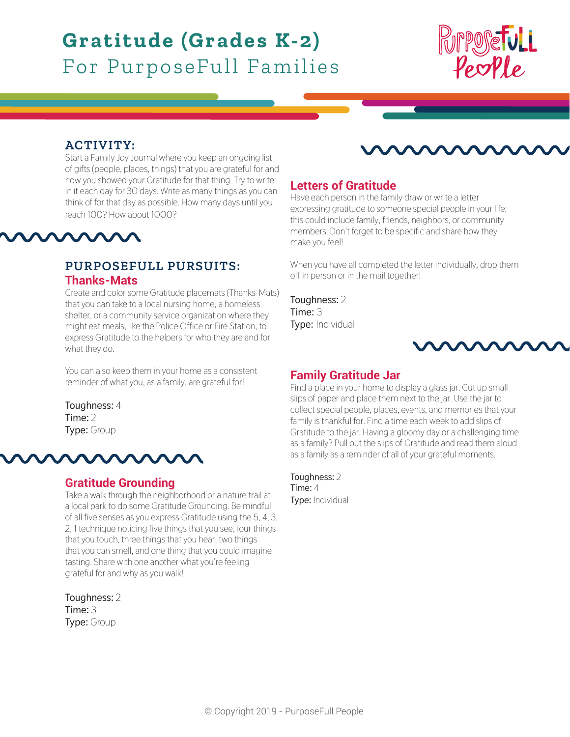# Gratitude (Grades K-2)

## For PurposeFull Families

### ACTIVITY:

Start a Family Joy Journal where you keep an ongoing list of gifts (people, places, things) that you are grateful for and how you showed your Gratitude for that thing. Try to write in it each day for 30 days. Write as many things as you can think of for that day as possible. How many days until you reach 100? How about 1000?

### PURPOSEFULL PURSUITS:

#### Thanks-Mats

Create and color some Gratitude placemats (Thanks-Mats) that you can take to a local nursing home, a homeless shelter, or a community service organization where they might eat meals, like the Police Office or Fire Station, to express Gratitude to the helpers for who they are and for what they do.

You can also keep them in your home as a consistent reminder of what you, as a family, are grateful for!

**Toughness:** 4
**Time:** 2
**Type:** Group

#### Gratitude Grounding

Take a walk through the neighborhood or a nature trail at a local park to do some Gratitude Grounding. Be mindful of all five senses as you express Gratitude using the 5, 4, 3, 2, 1 technique noticing five things that you see, four things that you touch, three things that you hear, two things that you can smell, and one thing that you could imagine tasting. Share with one another what you're feeling grateful for and why as you walk!

**Toughness:** 2
**Time:** 3
**Type:** Group

#### Letters of Gratitude

Have each person in the family draw or write a letter expressing gratitude to someone special people in your life; this could include family, friends, neighbors, or community members. Don't forget to be specific and share how they make you feel!

When you have all completed the letter individually, drop them off in person or in the mail together!

**Toughness:** 2
**Time:** 3
**Type:** Individual

#### Family Gratitude Jar

Find a place in your home to display a glass jar. Cut up small slips of paper and place them next to the jar. Use the jar to collect special people, places, events, and memories that your family is thankful for. Find a time each week to add slips of Gratitude to the jar. Having a gloomy day or a challenging time as a family? Pull out the slips of Gratitude and read them aloud as a family as a reminder of all of your grateful moments.

**Toughness:** 2
**Time:** 4
**Type:** Individual

© Copyright 2019 - PurposeFull People